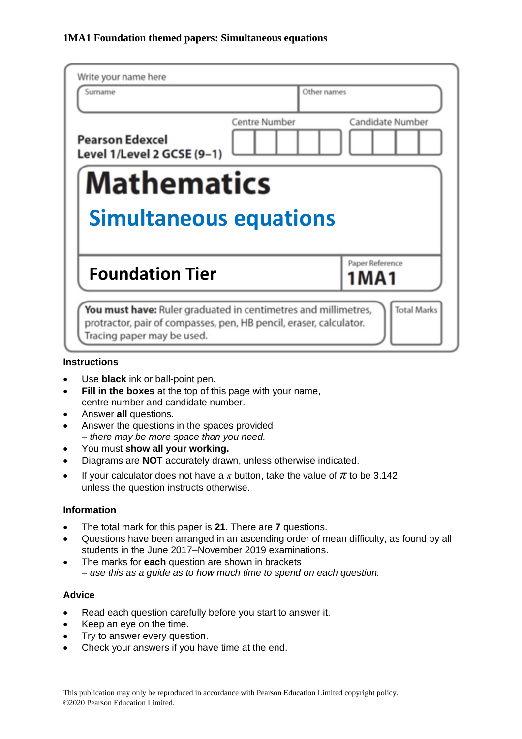**1MA1 Foundation themed papers: Simultaneous equations**

Write your name here

| Surname | Other names |
|---|---|
| | |

**Pearson Edexcel**
**Level 1/Level 2 GCSE (9–1)**

Centre Number | Candidate Number

# Mathematics

## Simultaneous equations

**Foundation Tier**

Paper Reference **1MA1**

**You must have:** Ruler graduated in centimetres and millimetres, protractor, pair of compasses, pen, HB pencil, eraser, calculator. Tracing paper may be used.

Total Marks

### Instructions

- Use **black** ink or ball-point pen.
- **Fill in the boxes** at the top of this page with your name, centre number and candidate number.
- Answer **all** questions.
- Answer the questions in the spaces provided
  *– there may be more space than you need.*
- You must **show all your working.**
- Diagrams are **NOT** accurately drawn, unless otherwise indicated.
- If your calculator does not have a $\pi$ button, take the value of $\pi$ to be 3.142 unless the question instructs otherwise.

### Information

- The total mark for this paper is **21**. There are **7** questions.
- Questions have been arranged in an ascending order of mean difficulty, as found by all students in the June 2017–November 2019 examinations.
- The marks for **each** question are shown in brackets
  *– use this as a guide as to how much time to spend on each question.*

### Advice

- Read each question carefully before you start to answer it.
- Keep an eye on the time.
- Try to answer every question.
- Check your answers if you have time at the end.

This publication may only be reproduced in accordance with Pearson Education Limited copyright policy.
©2020 Pearson Education Limited.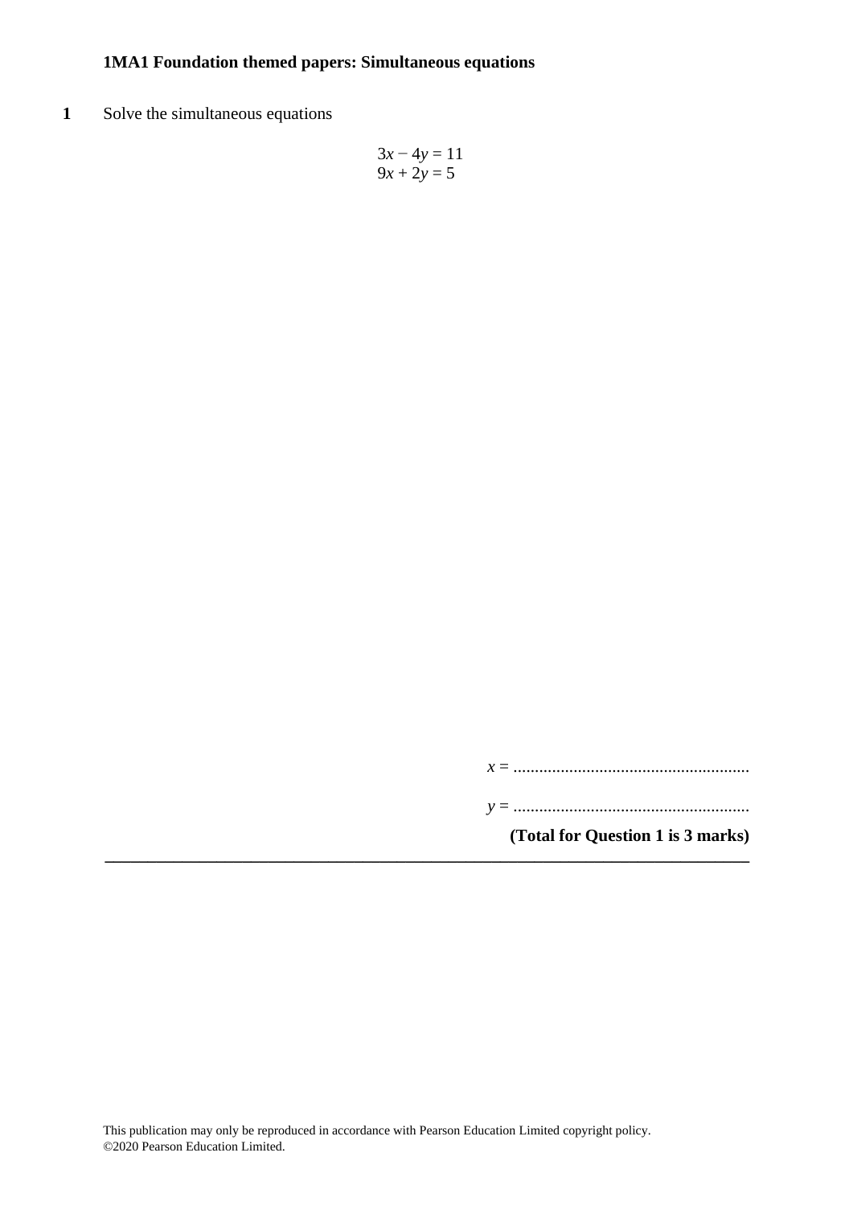**1MA1 Foundation themed papers: Simultaneous equations**

**1** Solve the simultaneous equations

$$3x - 4y = 11$$
$$9x + 2y = 5$$

$x$ = .......................................................

$y$ = .......................................................

**(Total for Question 1 is 3 marks)**

---

This publication may only be reproduced in accordance with Pearson Education Limited copyright policy.
©2020 Pearson Education Limited.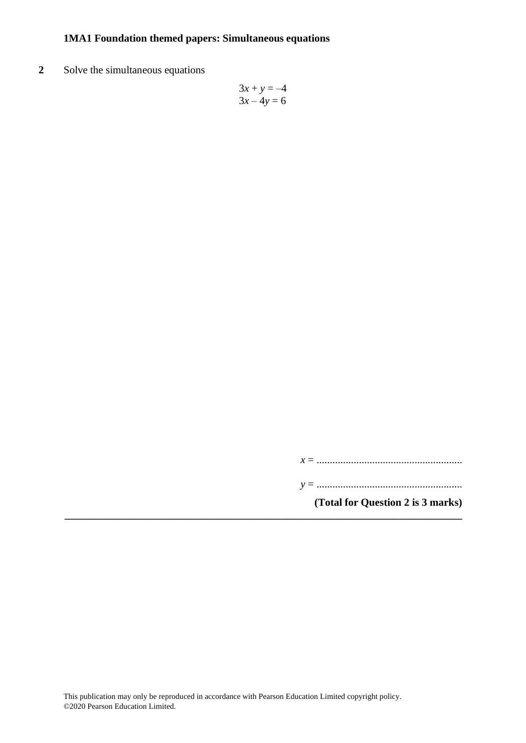**2** Solve the simultaneous equations

$$3x + y = -4$$
$$3x - 4y = 6$$

$x$ = .......................................................

$y$ = .......................................................

**(Total for Question 2 is 3 marks)**

---

This publication may only be reproduced in accordance with Pearson Education Limited copyright policy.
©2020 Pearson Education Limited.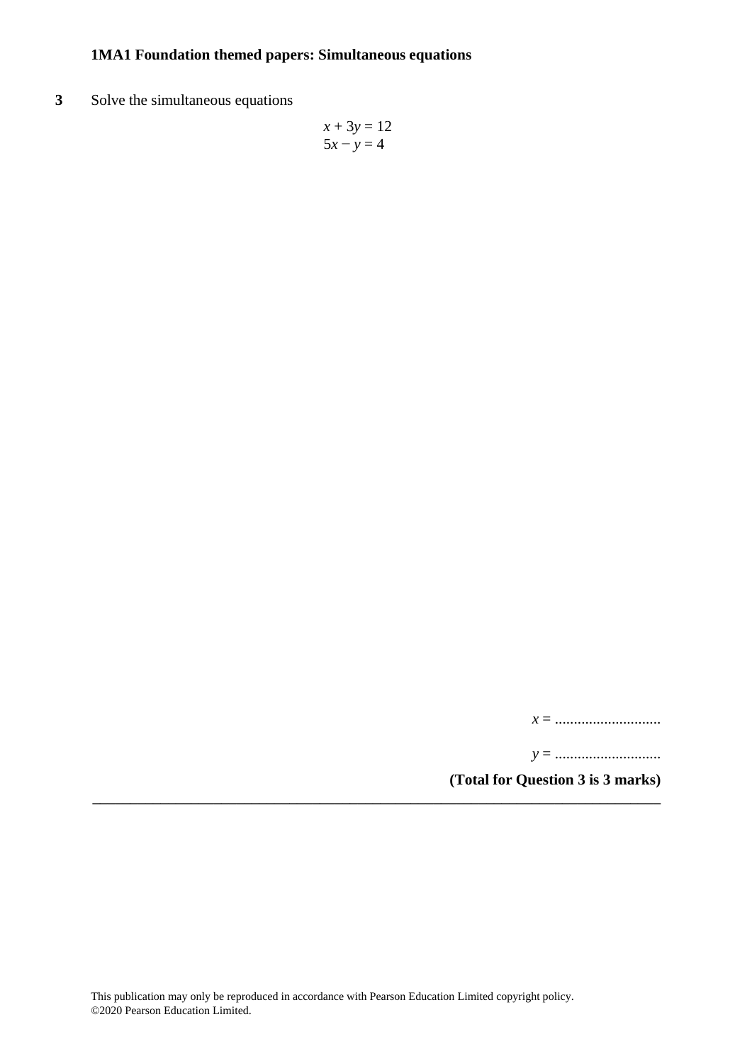**1MA1 Foundation themed papers: Simultaneous equations**

**3** Solve the simultaneous equations

$$x + 3y = 12$$
$$5x - y = 4$$

$x$ = ............................

$y$ = ............................

**(Total for Question 3 is 3 marks)**

---

This publication may only be reproduced in accordance with Pearson Education Limited copyright policy.
©2020 Pearson Education Limited.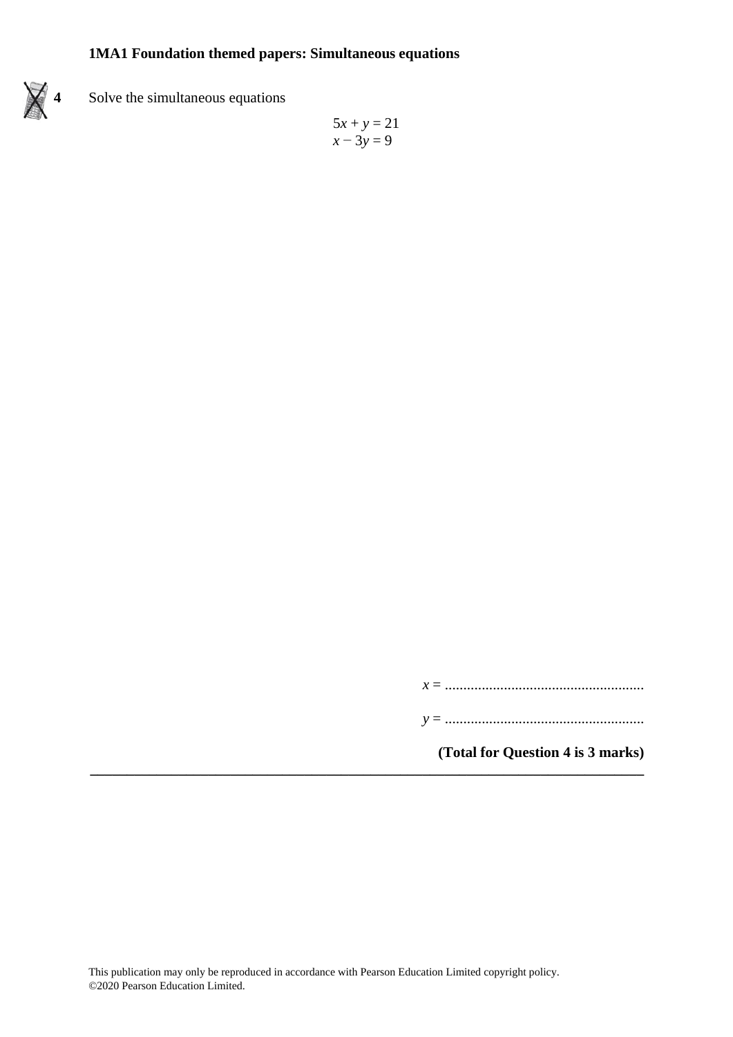**4** Solve the simultaneous equations

$$5x + y = 21$$
$$x - 3y = 9$$

$x$ = ......................................................

$y$ = ......................................................

**(Total for Question 4 is 3 marks)**

---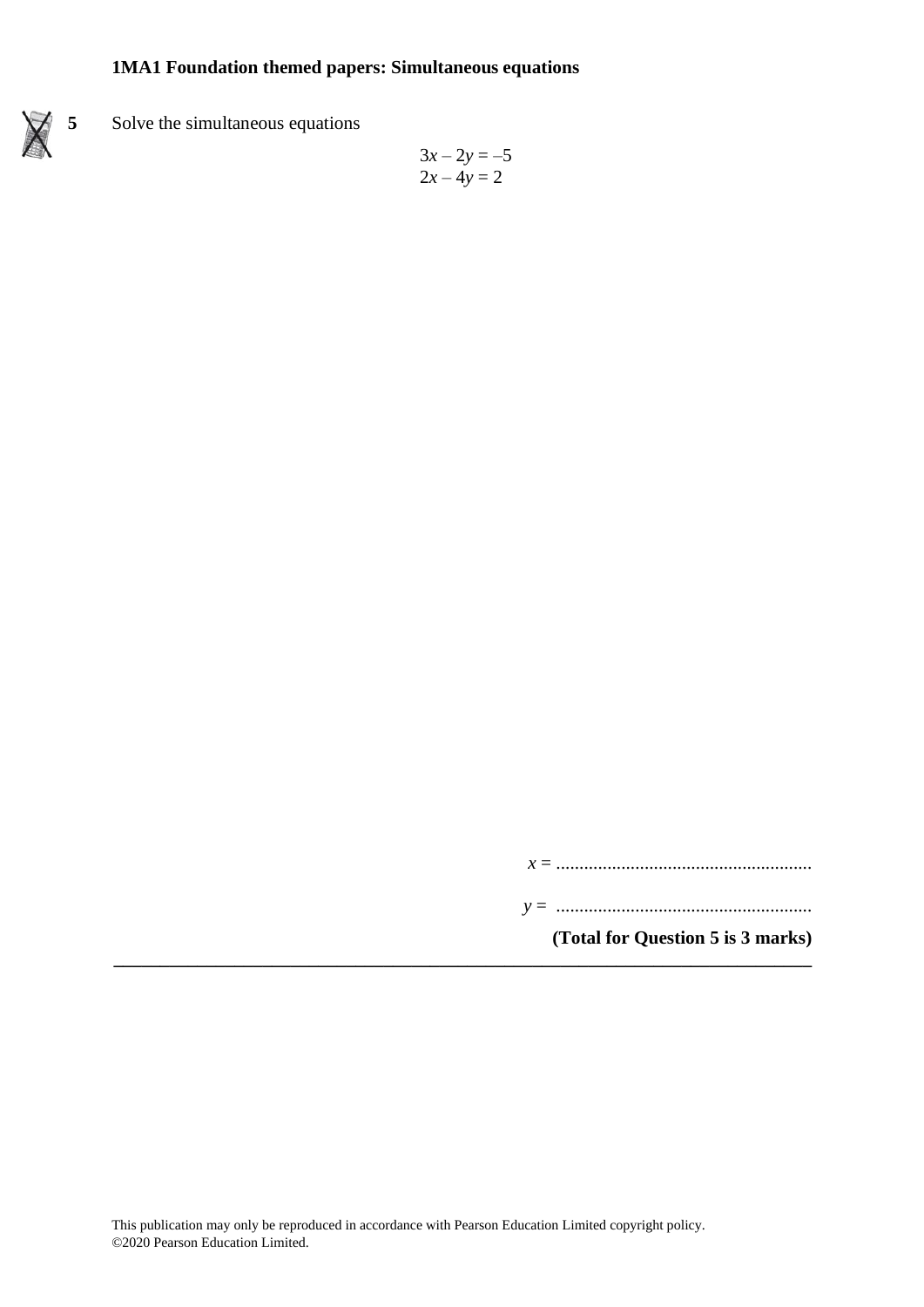**1MA1 Foundation themed papers: Simultaneous equations**

**5** Solve the simultaneous equations

$$3x - 2y = -5$$
$$2x - 4y = 2$$

$x =$ .......................................................

$y =$ .......................................................

**(Total for Question 5 is 3 marks)**

---

This publication may only be reproduced in accordance with Pearson Education Limited copyright policy.
©2020 Pearson Education Limited.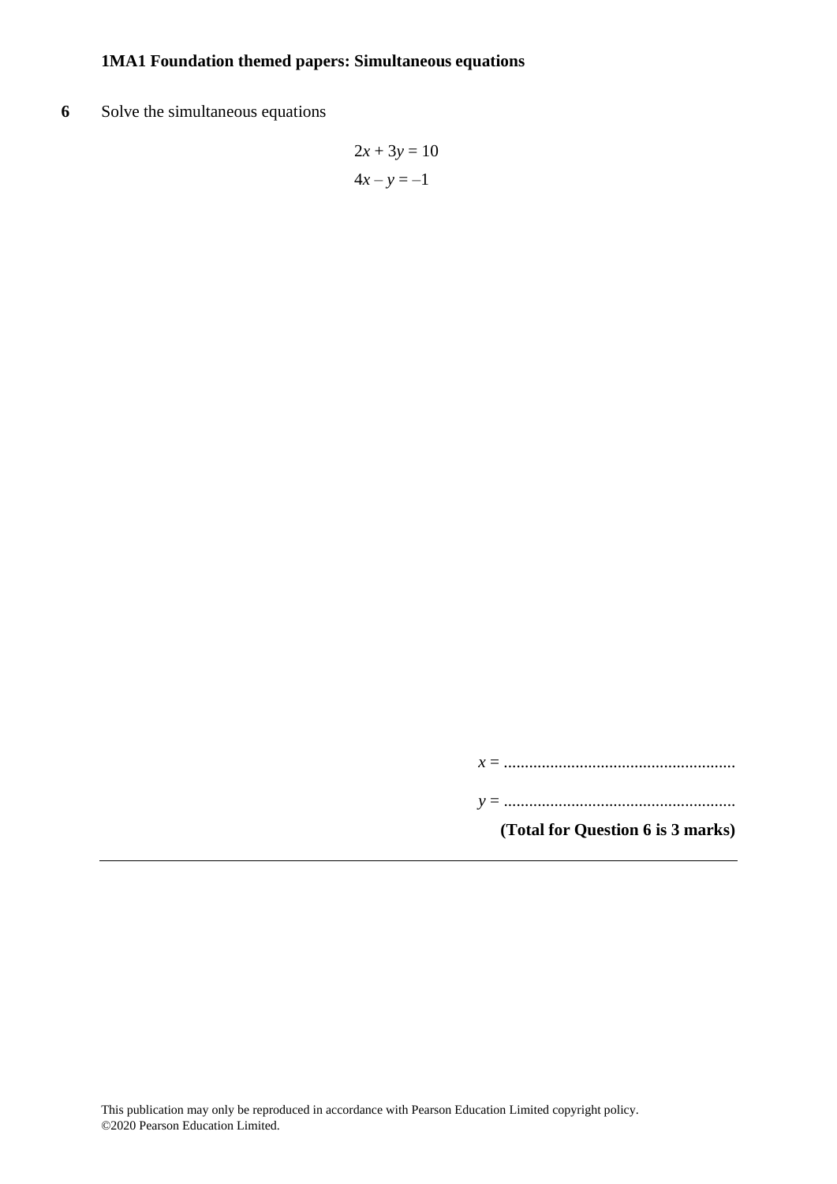**1MA1 Foundation themed papers: Simultaneous equations**

**6** Solve the simultaneous equations

$$2x + 3y = 10$$
$$4x - y = -1$$

$x$ = .......................................................

$y$ = .......................................................

**(Total for Question 6 is 3 marks)**

---

This publication may only be reproduced in accordance with Pearson Education Limited copyright policy.
©2020 Pearson Education Limited.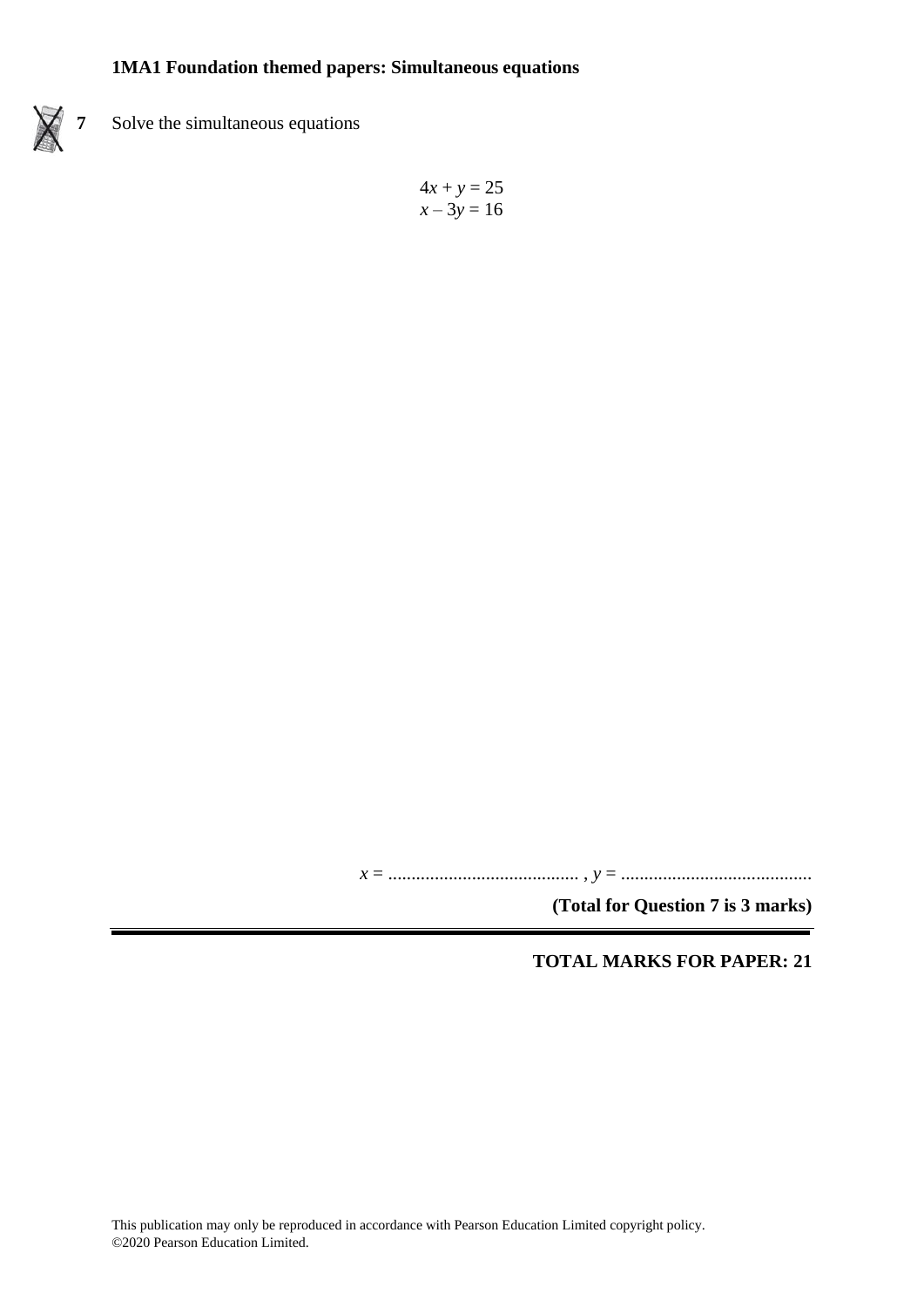**7** Solve the simultaneous equations

$$4x + y = 25$$
$$x - 3y = 16$$

$x$ = .......................................... , $y$ = ..........................................

**(Total for Question 7 is 3 marks)**

**TOTAL MARKS FOR PAPER: 21**